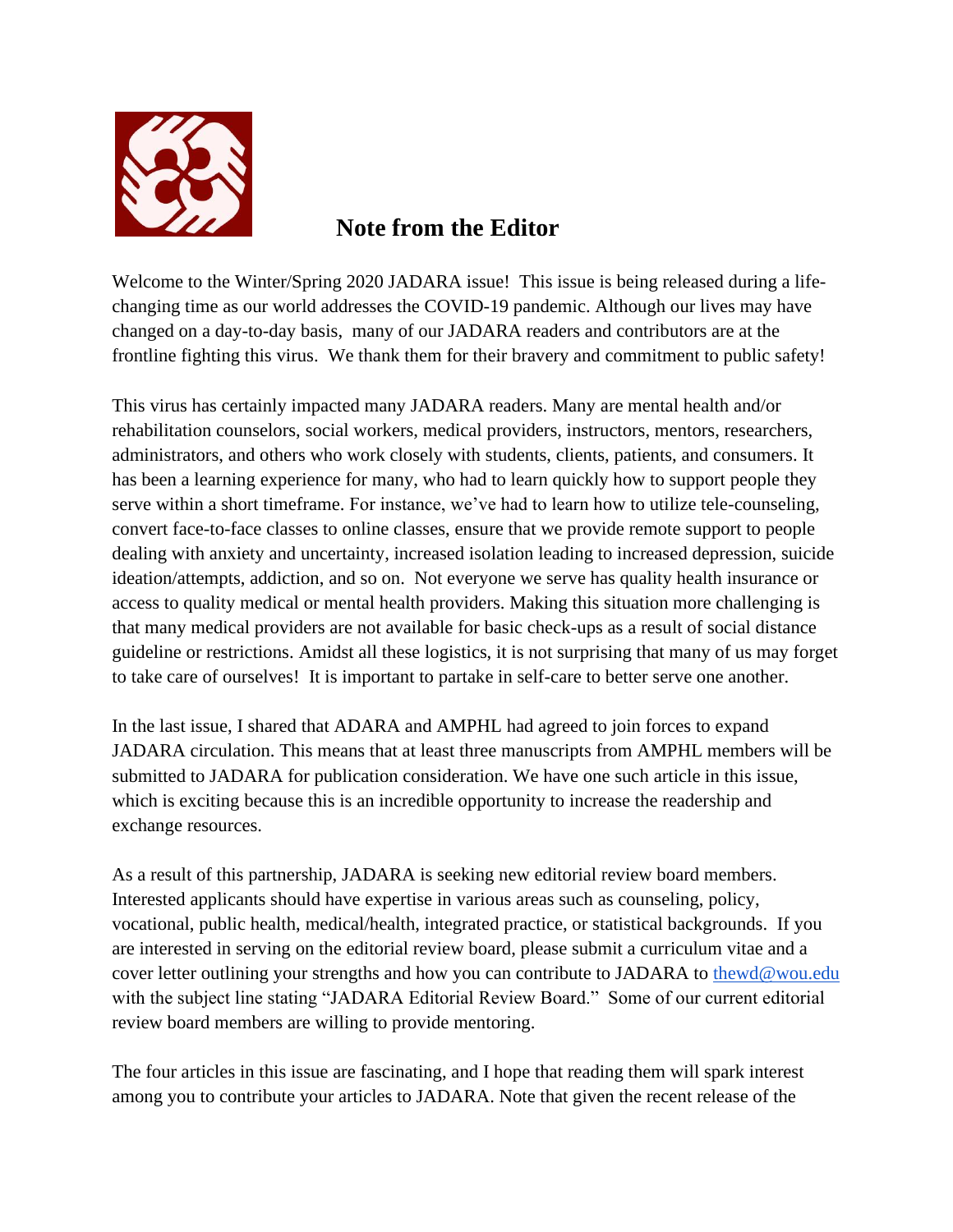# Note from the Editor

Welcome to the Winter/Spring 2020 JADARA issue! This issue is being released during a life-changing time as our world addresses the COVID-19 pandemic. Although our lives may have changed on a day-to-day basis, many of our JADARA readers and contributors are at the frontline fighting this virus. We thank them for their bravery and commitment to public safety!

This virus has certainly impacted many JADARA readers. Many are mental health and/or rehabilitation counselors, social workers, medical providers, instructors, mentors, researchers, administrators, and others who work closely with students, clients, patients, and consumers. It has been a learning experience for many, who had to learn quickly how to support people they serve within a short timeframe. For instance, we've had to learn how to utilize tele-counseling, convert face-to-face classes to online classes, ensure that we provide remote support to people dealing with anxiety and uncertainty, increased isolation leading to increased depression, suicide ideation/attempts, addiction, and so on. Not everyone we serve has quality health insurance or access to quality medical or mental health providers. Making this situation more challenging is that many medical providers are not available for basic check-ups as a result of social distance guideline or restrictions. Amidst all these logistics, it is not surprising that many of us may forget to take care of ourselves! It is important to partake in self-care to better serve one another.

In the last issue, I shared that ADARA and AMPHL had agreed to join forces to expand JADARA circulation. This means that at least three manuscripts from AMPHL members will be submitted to JADARA for publication consideration. We have one such article in this issue, which is exciting because this is an incredible opportunity to increase the readership and exchange resources.

As a result of this partnership, JADARA is seeking new editorial review board members. Interested applicants should have expertise in various areas such as counseling, policy, vocational, public health, medical/health, integrated practice, or statistical backgrounds. If you are interested in serving on the editorial review board, please submit a curriculum vitae and a cover letter outlining your strengths and how you can contribute to JADARA to thewd@wou.edu with the subject line stating "JADARA Editorial Review Board." Some of our current editorial review board members are willing to provide mentoring.

The four articles in this issue are fascinating, and I hope that reading them will spark interest among you to contribute your articles to JADARA. Note that given the recent release of the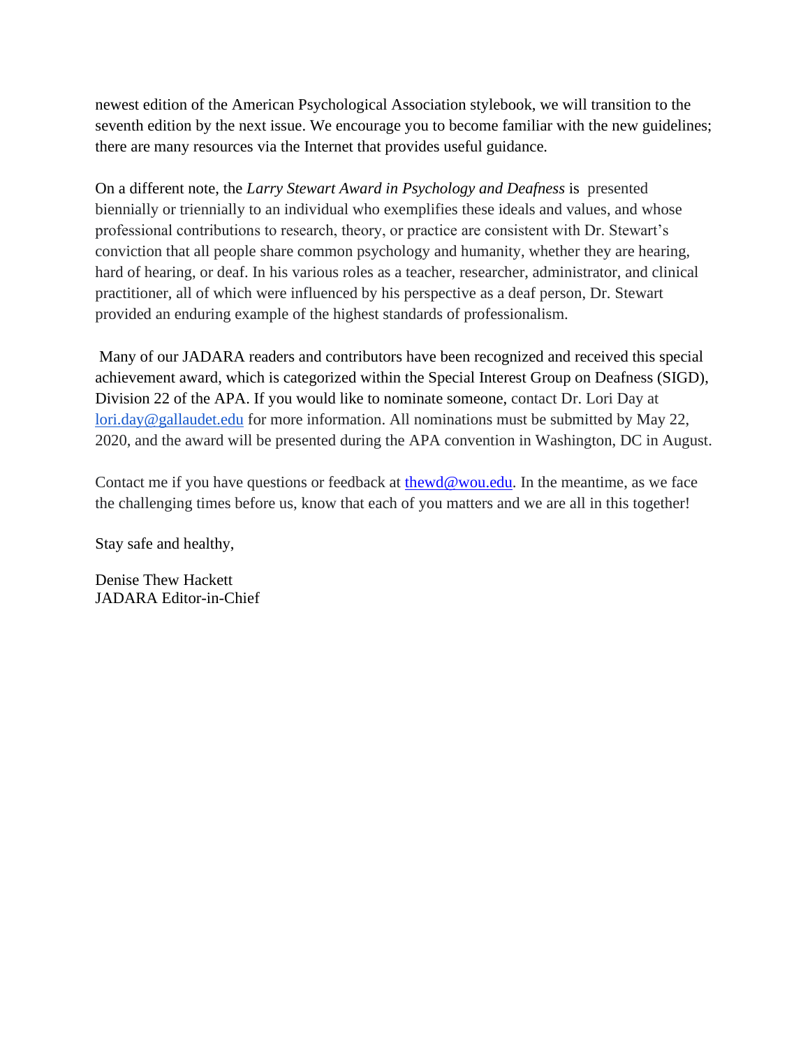newest edition of the American Psychological Association stylebook, we will transition to the seventh edition by the next issue. We encourage you to become familiar with the new guidelines; there are many resources via the Internet that provides useful guidance.

On a different note, the *Larry Stewart Award in Psychology and Deafness* is presented biennially or triennially to an individual who exemplifies these ideals and values, and whose professional contributions to research, theory, or practice are consistent with Dr. Stewart's conviction that all people share common psychology and humanity, whether they are hearing, hard of hearing, or deaf. In his various roles as a teacher, researcher, administrator, and clinical practitioner, all of which were influenced by his perspective as a deaf person, Dr. Stewart provided an enduring example of the highest standards of professionalism.

Many of our JADARA readers and contributors have been recognized and received this special achievement award, which is categorized within the Special Interest Group on Deafness (SIGD), Division 22 of the APA. If you would like to nominate someone, contact Dr. Lori Day at lori.day@gallaudet.edu for more information. All nominations must be submitted by May 22, 2020, and the award will be presented during the APA convention in Washington, DC in August.

Contact me if you have questions or feedback at thewd@wou.edu. In the meantime, as we face the challenging times before us, know that each of you matters and we are all in this together!

Stay safe and healthy,

Denise Thew Hackett
JADARA Editor-in-Chief